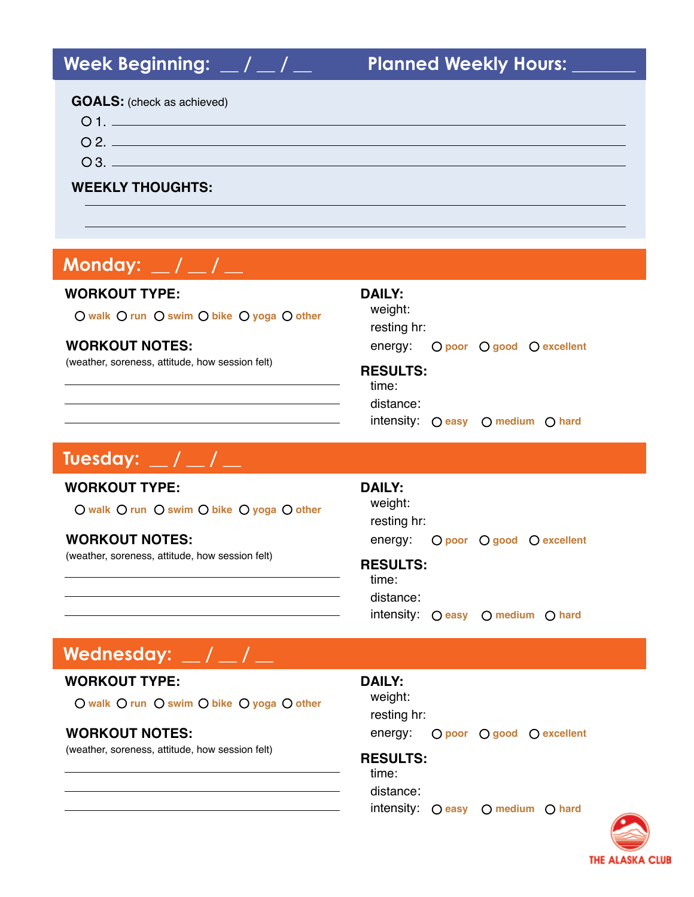## Week Beginning: __ / __ / __ Planned Weekly Hours: _______

**GOALS:** (check as achieved)

- ○ 1. ______________________________
- ○ 2. ______________________________
- ○ 3. ______________________________

**WEEKLY THOUGHTS:**

______________________________

______________________________

## Monday: __ / __ / __

**WORKOUT TYPE:**

○ walk ○ run ○ swim ○ bike ○ yoga ○ other

**WORKOUT NOTES:**
(weather, soreness, attitude, how session felt)

______________________________

______________________________

______________________________

**DAILY:**

weight:

resting hr:

energy: ○ poor ○ good ○ excellent

**RESULTS:**

time:

distance:

intensity: ○ easy ○ medium ○ hard

## Tuesday: __ / __ / __

**WORKOUT TYPE:**

○ walk ○ run ○ swim ○ bike ○ yoga ○ other

**WORKOUT NOTES:**
(weather, soreness, attitude, how session felt)

______________________________

______________________________

______________________________

**DAILY:**

weight:

resting hr:

energy: ○ poor ○ good ○ excellent

**RESULTS:**

time:

distance:

intensity: ○ easy ○ medium ○ hard

## Wednesday: __ / __ / __

**WORKOUT TYPE:**

○ walk ○ run ○ swim ○ bike ○ yoga ○ other

**WORKOUT NOTES:**
(weather, soreness, attitude, how session felt)

______________________________

______________________________

______________________________

**DAILY:**

weight:

resting hr:

energy: ○ poor ○ good ○ excellent

**RESULTS:**

time:

distance:

intensity: ○ easy ○ medium ○ hard

THE ALASKA CLUB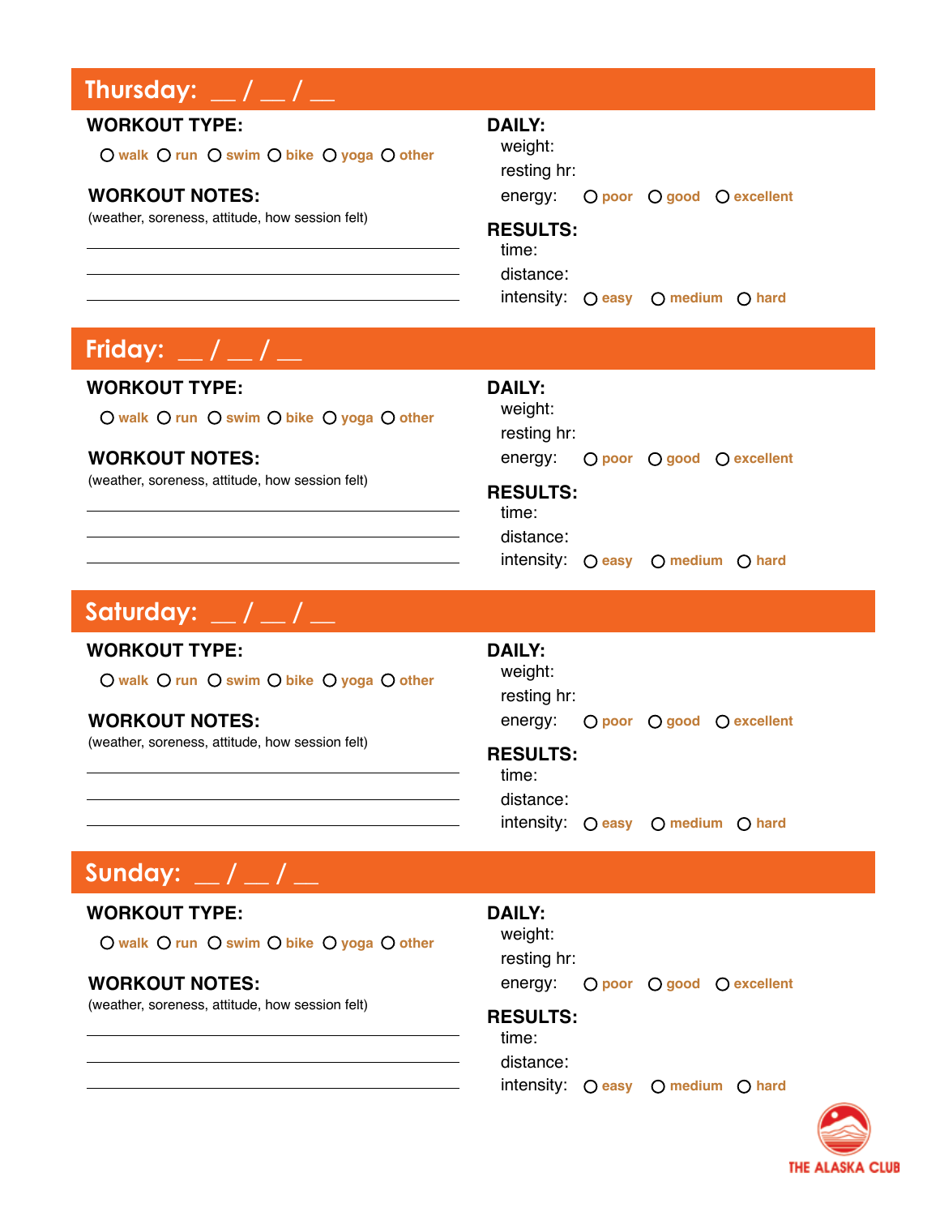## Thursday: __ / __ / __

**WORKOUT TYPE:**

O walk O run O swim O bike O yoga O other

**WORKOUT NOTES:**

(weather, soreness, attitude, how session felt)

___

___

___

**DAILY:**

weight:

resting hr:

energy: O poor O good O excellent

**RESULTS:**

time:

distance:

intensity: O easy O medium O hard

## Friday: __ / __ / __

**WORKOUT TYPE:**

O walk O run O swim O bike O yoga O other

**WORKOUT NOTES:**

(weather, soreness, attitude, how session felt)

___

___

___

**DAILY:**

weight:

resting hr:

energy: O poor O good O excellent

**RESULTS:**

time:

distance:

intensity: O easy O medium O hard

## Saturday: __ / __ / __

**WORKOUT TYPE:**

O walk O run O swim O bike O yoga O other

**WORKOUT NOTES:**

(weather, soreness, attitude, how session felt)

___

___

___

**DAILY:**

weight:

resting hr:

energy: O poor O good O excellent

**RESULTS:**

time:

distance:

intensity: O easy O medium O hard

## Sunday: __ / __ / __

**WORKOUT TYPE:**

O walk O run O swim O bike O yoga O other

**WORKOUT NOTES:**

(weather, soreness, attitude, how session felt)

___

___

___

**DAILY:**

weight:

resting hr:

energy: O poor O good O excellent

**RESULTS:**

time:

distance:

intensity: O easy O medium O hard

THE ALASKA CLUB